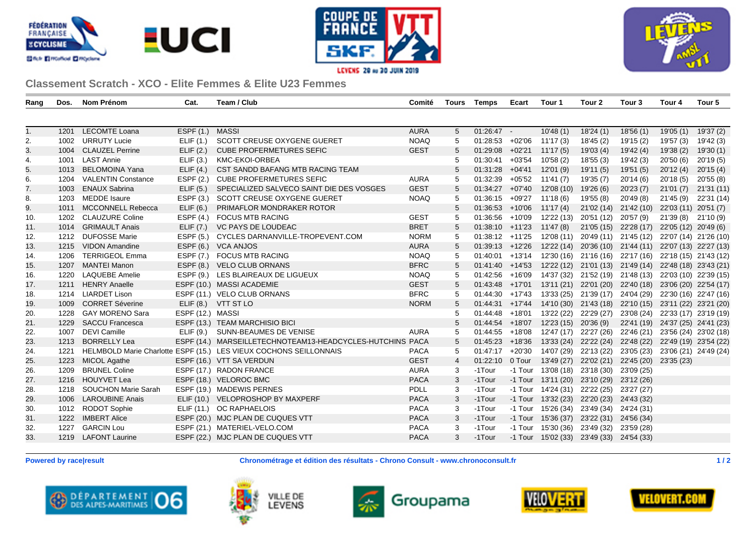COUPE DE FRANCE VTT SKF

LEVENS 28 au 30 JUIN 2019

## Classement Scratch - XCO - Elite Femmes & Elite U23 Femmes

| Rang | Dos. | Nom Prénom | Cat. | Team / Club | Comité | Tours | Temps | Ecart | Tour 1 | Tour 2 | Tour 3 | Tour 4 | Tour 5 |
|---|---|---|---|---|---|---|---|---|---|---|---|---|---|
| 1. | 1201 | LECOMTE Loana | ESPF (1.) | MASSI | AURA | 5 | 01:26:47 | - | 10'48 (1) | 18'24 (1) | 18'56 (1) | 19'05 (1) | 19'37 (2) |
| 2. | 1002 | URRUTY Lucie | ELIF (1.) | SCOTT CREUSE OXYGENE GUERET | NOAQ | 5 | 01:28:53 | +02'06 | 11'17 (3) | 18'45 (2) | 19'15 (2) | 19'57 (3) | 19'42 (3) |
| 3. | 1004 | CLAUZEL Perrine | ELIF (2.) | CUBE PROFERMETURES SEFIC | GEST | 5 | 01:29:08 | +02'21 | 11'17 (5) | 19'03 (4) | 19'42 (4) | 19'38 (2) | 19'30 (1) |
| 4. | 1001 | LAST Annie | ELIF (3.) | KMC-EKOI-ORBEA | | 5 | 01:30:41 | +03'54 | 10'58 (2) | 18'55 (3) | 19'42 (3) | 20'50 (6) | 20'19 (5) |
| 5. | 1013 | BELOMOINA Yana | ELIF (4.) | CST SANDD BAFANG MTB RACING TEAM | | 5 | 01:31:28 | +04'41 | 12'01 (9) | 19'11 (5) | 19'51 (5) | 20'12 (4) | 20'15 (4) |
| 6. | 1204 | VALENTIN Constance | ESPF (2.) | CUBE PROFERMETURES SEFIC | AURA | 5 | 01:32:39 | +05'52 | 11'41 (7) | 19'35 (7) | 20'14 (6) | 20'18 (5) | 20'55 (8) |
| 7. | 1003 | ENAUX Sabrina | ELIF (5.) | SPECIALIZED SALVECO SAINT DIE DES VOSGES | GEST | 5 | 01:34:27 | +07'40 | 12'08 (10) | 19'26 (6) | 20'23 (7) | 21'01 (7) | 21'31 (11) |
| 8. | 1203 | MEDDE Isaure | ESPF (3.) | SCOTT CREUSE OXYGENE GUERET | NOAQ | 5 | 01:36:15 | +09'27 | 11'18 (6) | 19'55 (8) | 20'49 (8) | 21'45 (9) | 22'31 (14) |
| 9. | 1011 | MCCONNELL Rebecca | ELIF (6.) | PRIMAFLOR MONDRAKER ROTOR | | 5 | 01:36:53 | +10'06 | 11'17 (4) | 21'02 (14) | 21'42 (10) | 22'03 (11) | 20'51 (7) |
| 10. | 1202 | CLAUZURE Coline | ESPF (4.) | FOCUS MTB RACING | GEST | 5 | 01:36:56 | +10'09 | 12'22 (13) | 20'51 (12) | 20'57 (9) | 21'39 (8) | 21'10 (9) |
| 11. | 1014 | GRIMAULT Anais | ELIF (7.) | VC PAYS DE LOUDEAC | BRET | 5 | 01:38:10 | +11'23 | 11'47 (8) | 21'05 (15) | 22'28 (17) | 22'05 (12) | 20'49 (6) |
| 12. | 1212 | DUFOSSE Marie | ESPF (5.) | CYCLES DARNANVILLE-TROPEVENT.COM | NORM | 5 | 01:38:12 | +11'25 | 12'08 (11) | 20'49 (11) | 21'45 (12) | 22'07 (14) | 21'26 (10) |
| 13. | 1215 | VIDON Amandine | ESPF (6.) | VCA ANJOS | AURA | 5 | 01:39:13 | +12'26 | 12'22 (14) | 20'36 (10) | 21'44 (11) | 22'07 (13) | 22'27 (13) |
| 14. | 1206 | TERRIGEOL Emma | ESPF (7.) | FOCUS MTB RACING | NOAQ | 5 | 01:40:01 | +13'14 | 12'30 (16) | 21'16 (16) | 22'17 (16) | 22'18 (15) | 21'43 (12) |
| 15. | 1207 | MANTEI Manon | ESPF (8.) | VELO CLUB ORNANS | BFRC | 5 | 01:41:40 | +14'53 | 12'22 (12) | 21'01 (13) | 21'49 (14) | 22'48 (18) | 23'43 (21) |
| 16. | 1220 | LAQUEBE Amelie | ESPF (9.) | LES BLAIREAUX DE LIGUEUX | NOAQ | 5 | 01:42:56 | +16'09 | 14'37 (32) | 21'52 (19) | 21'48 (13) | 22'03 (10) | 22'39 (15) |
| 17. | 1211 | HENRY Anaelle | ESPF (10.) | MASSI ACADEMIE | GEST | 5 | 01:43:48 | +17'01 | 13'11 (21) | 22'01 (20) | 22'40 (18) | 23'06 (20) | 22'54 (17) |
| 18. | 1214 | LIARDET Lison | ESPF (11.) | VELO CLUB ORNANS | BFRC | 5 | 01:44:30 | +17'43 | 13'33 (25) | 21'39 (17) | 24'04 (29) | 22'30 (16) | 22'47 (16) |
| 19. | 1009 | CORRET Séverine | ELIF (8.) | VTT ST LO | NORM | 5 | 01:44:31 | +17'44 | 14'10 (30) | 21'43 (18) | 22'10 (15) | 23'11 (22) | 23'21 (20) |
| 20. | 1228 | GAY MORENO Sara | ESPF (12.) | MASSI | | 5 | 01:44:48 | +18'01 | 13'22 (22) | 22'29 (27) | 23'08 (24) | 22'33 (17) | 23'19 (19) |
| 21. | 1229 | SACCU Francesca | ESPF (13.) | TEAM MARCHISIO BICI | | 5 | 01:44:54 | +18'07 | 12'23 (15) | 20'36 (9) | 22'41 (19) | 24'37 (25) | 24'41 (23) |
| 22. | 1007 | DEVI Camille | ELIF (9.) | SUNN-BEAUMES DE VENISE | AURA | 5 | 01:44:55 | +18'08 | 12'47 (17) | 22'27 (26) | 22'46 (21) | 23'56 (24) | 23'02 (18) |
| 23. | 1213 | BORRELLY Lea | ESPF (14.) | MARSEILLETECHNOTEAM13-HEADCYCLES-HUTCHINS | PACA | 5 | 01:45:23 | +18'36 | 13'33 (24) | 22'22 (24) | 22'48 (22) | 22'49 (19) | 23'54 (22) |
| 24. | 1221 | HELMBOLD Marie Charlotte | ESPF (15.) | LES VIEUX COCHONS SEILLONNAIS | PACA | 5 | 01:47:17 | +20'30 | 14'07 (29) | 22'13 (22) | 23'05 (23) | 23'06 (21) | 24'49 (24) |
| 25. | 1223 | MICOL Agathe | ESPF (16.) | VTT SA VERDUN | GEST | 4 | 01:22:10 | 0 Tour | 13'49 (27) | 22'02 (21) | 22'45 (20) | 23'35 (23) | |
| 26. | 1209 | BRUNEL Coline | ESPF (17.) | RADON FRANCE | AURA | 3 | -1Tour | -1 Tour | 13'08 (18) | 23'18 (30) | 23'09 (25) | | |
| 27. | 1216 | HOUYVET Lea | ESPF (18.) | VELOROC BMC | PACA | 3 | -1Tour | -1 Tour | 13'11 (20) | 23'10 (29) | 23'12 (26) | | |
| 28. | 1218 | SOUCHON Marie Sarah | ESPF (19.) | MADEWIS PERNES | PDLL | 3 | -1Tour | -1 Tour | 14'24 (31) | 22'22 (25) | 23'27 (27) | | |
| 29. | 1006 | LAROUBINE Anais | ELIF (10.) | VELOPROSHOP BY MAXPERF | PACA | 3 | -1Tour | -1 Tour | 13'32 (23) | 22'20 (23) | 24'43 (32) | | |
| 30. | 1012 | RODOT Sophie | ELIF (11.) | OC RAPHAELOIS | PACA | 3 | -1Tour | -1 Tour | 15'26 (34) | 23'49 (34) | 24'24 (31) | | |
| 31. | 1222 | IMBERT Alice | ESPF (20.) | MJC PLAN DE CUQUES VTT | PACA | 3 | -1Tour | -1 Tour | 15'36 (37) | 23'22 (31) | 24'56 (34) | | |
| 32. | 1227 | GARCIN Lou | ESPF (21.) | MATERIEL-VELO.COM | PACA | 3 | -1Tour | -1 Tour | 15'30 (36) | 23'49 (32) | 23'59 (28) | | |
| 33. | 1219 | LAFONT Laurine | ESPF (22.) | MJC PLAN DE CUQUES VTT | PACA | 3 | -1Tour | -1 Tour | 15'02 (33) | 23'49 (33) | 24'54 (33) | | |

**Powered by race|result** **Chronométrage et édition des résultats - Chrono Consult - www.chronoconsult.fr**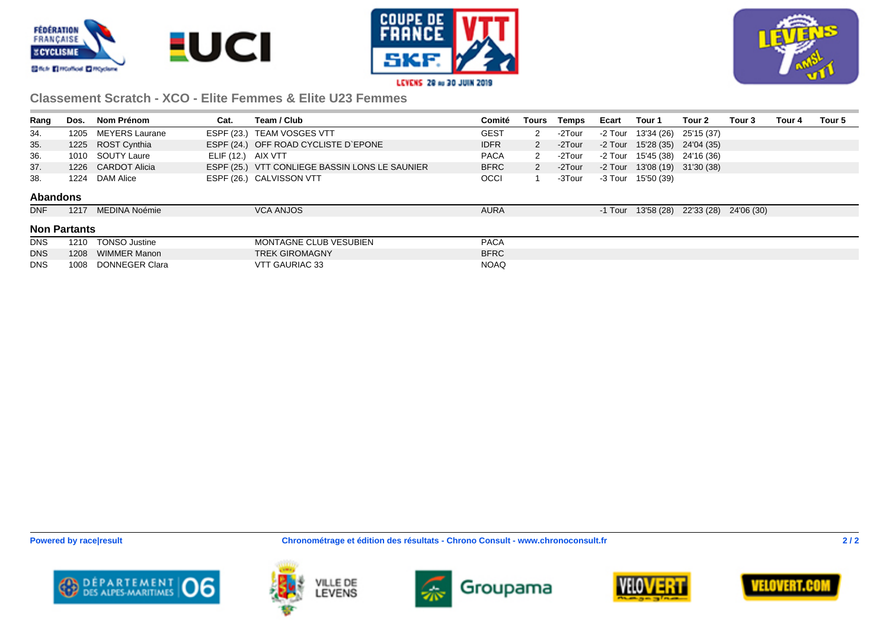## Classement Scratch - XCO - Elite Femmes & Elite U23 Femmes

| Rang | Dos. | Nom Prénom | Cat. | Team / Club | Comité | Tours | Temps | Ecart | Tour 1 | Tour 2 | Tour 3 | Tour 4 | Tour 5 |
|---|---|---|---|---|---|---|---|---|---|---|---|---|---|
| 34. | 1205 | MEYERS Laurane | ESPF (23.) | TEAM VOSGES VTT | GEST | 2 | -2Tour | -2 Tour | 13'34 (26) | 25'15 (37) | | | |
| 35. | 1225 | ROST Cynthia | ESPF (24.) | OFF ROAD CYCLISTE D`EPONE | IDFR | 2 | -2Tour | -2 Tour | 15'28 (35) | 24'04 (35) | | | |
| 36. | 1010 | SOUTY Laure | ELIF (12.) | AIX VTT | PACA | 2 | -2Tour | -2 Tour | 15'45 (38) | 24'16 (36) | | | |
| 37. | 1226 | CARDOT Alicia | ESPF (25.) | VTT CONLIEGE BASSIN LONS LE SAUNIER | BFRC | 2 | -2Tour | -2 Tour | 13'08 (19) | 31'30 (38) | | | |
| 38. | 1224 | DAM Alice | ESPF (26.) | CALVISSON VTT | OCCI | 1 | -3Tour | -3 Tour | 15'50 (39) | | | | |

### Abandons

| Rang | Dos. | Nom Prénom | Cat. | Team / Club | Comité | Tours | Temps | Ecart | Tour 1 | Tour 2 | Tour 3 | Tour 4 | Tour 5 |
|---|---|---|---|---|---|---|---|---|---|---|---|---|---|
| DNF | 1217 | MEDINA Noémie | | VCA ANJOS | AURA | | | -1 Tour | 13'58 (28) | 22'33 (28) | 24'06 (30) | | |

### Non Partants

| Rang | Dos. | Nom Prénom | Cat. | Team / Club | Comité |
|---|---|---|---|---|---|
| DNS | 1210 | TONSO Justine | | MONTAGNE CLUB VESUBIEN | PACA |
| DNS | 1208 | WIMMER Manon | | TREK GIROMAGNY | BFRC |
| DNS | 1008 | DONNEGER Clara | | VTT GAURIAC 33 | NOAQ |

**Powered by race|result** **Chronométrage et édition des résultats - Chrono Consult - www.chronoconsult.fr**